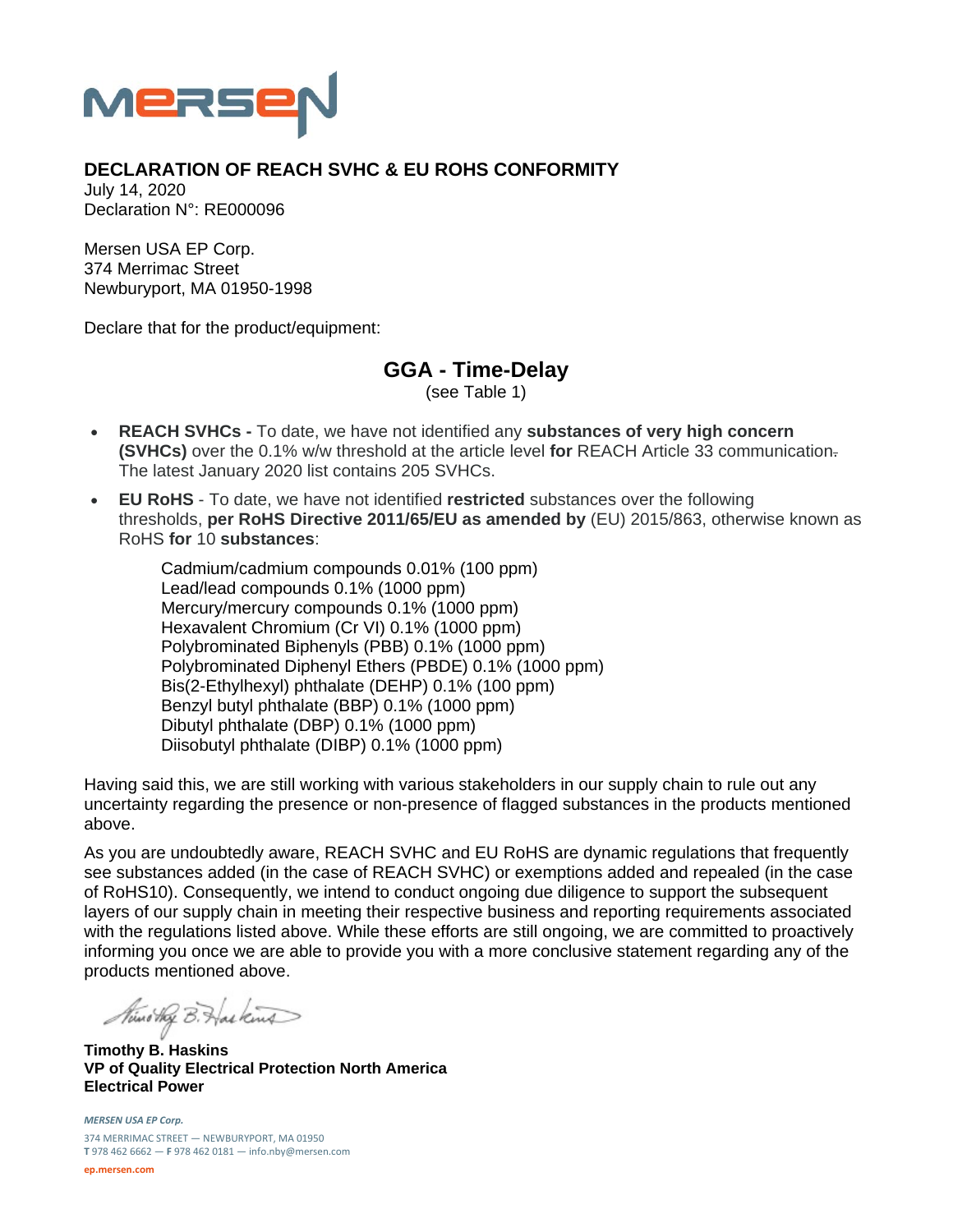MERSEN

## DECLARATION OF REACH SVHC & EU ROHS CONFORMITY

July 14, 2020
Declaration N°: RE000096

Mersen USA EP Corp.
374 Merrimac Street
Newburyport, MA 01950-1998

Declare that for the product/equipment:

### GGA - Time-Delay

(see Table 1)

- **REACH SVHCs -** To date, we have not identified any **substances of very high concern (SVHCs)** over the 0.1% w/w threshold at the article level **for** REACH Article 33 communication. The latest January 2020 list contains 205 SVHCs.
- **EU RoHS** - To date, we have not identified **restricted** substances over the following thresholds, **per RoHS Directive 2011/65/EU as amended by** (EU) 2015/863, otherwise known as RoHS **for** 10 **substances**:

  Cadmium/cadmium compounds 0.01% (100 ppm)
  Lead/lead compounds 0.1% (1000 ppm)
  Mercury/mercury compounds 0.1% (1000 ppm)
  Hexavalent Chromium (Cr VI) 0.1% (1000 ppm)
  Polybrominated Biphenyls (PBB) 0.1% (1000 ppm)
  Polybrominated Diphenyl Ethers (PBDE) 0.1% (1000 ppm)
  Bis(2-Ethylhexyl) phthalate (DEHP) 0.1% (100 ppm)
  Benzyl butyl phthalate (BBP) 0.1% (1000 ppm)
  Dibutyl phthalate (DBP) 0.1% (1000 ppm)
  Diisobutyl phthalate (DIBP) 0.1% (1000 ppm)

Having said this, we are still working with various stakeholders in our supply chain to rule out any uncertainty regarding the presence or non-presence of flagged substances in the products mentioned above.

As you are undoubtedly aware, REACH SVHC and EU RoHS are dynamic regulations that frequently see substances added (in the case of REACH SVHC) or exemptions added and repealed (in the case of RoHS10). Consequently, we intend to conduct ongoing due diligence to support the subsequent layers of our supply chain in meeting their respective business and reporting requirements associated with the regulations listed above. While these efforts are still ongoing, we are committed to proactively informing you once we are able to provide you with a more conclusive statement regarding any of the products mentioned above.

Timothy B. Haskins

**Timothy B. Haskins**
**VP of Quality Electrical Protection North America**
**Electrical Power**

*MERSEN USA EP Corp.*
374 MERRIMAC STREET — NEWBURYPORT, MA 01950
**T** 978 462 6662 — **F** 978 462 0181 — info.nby@mersen.com
**ep.mersen.com**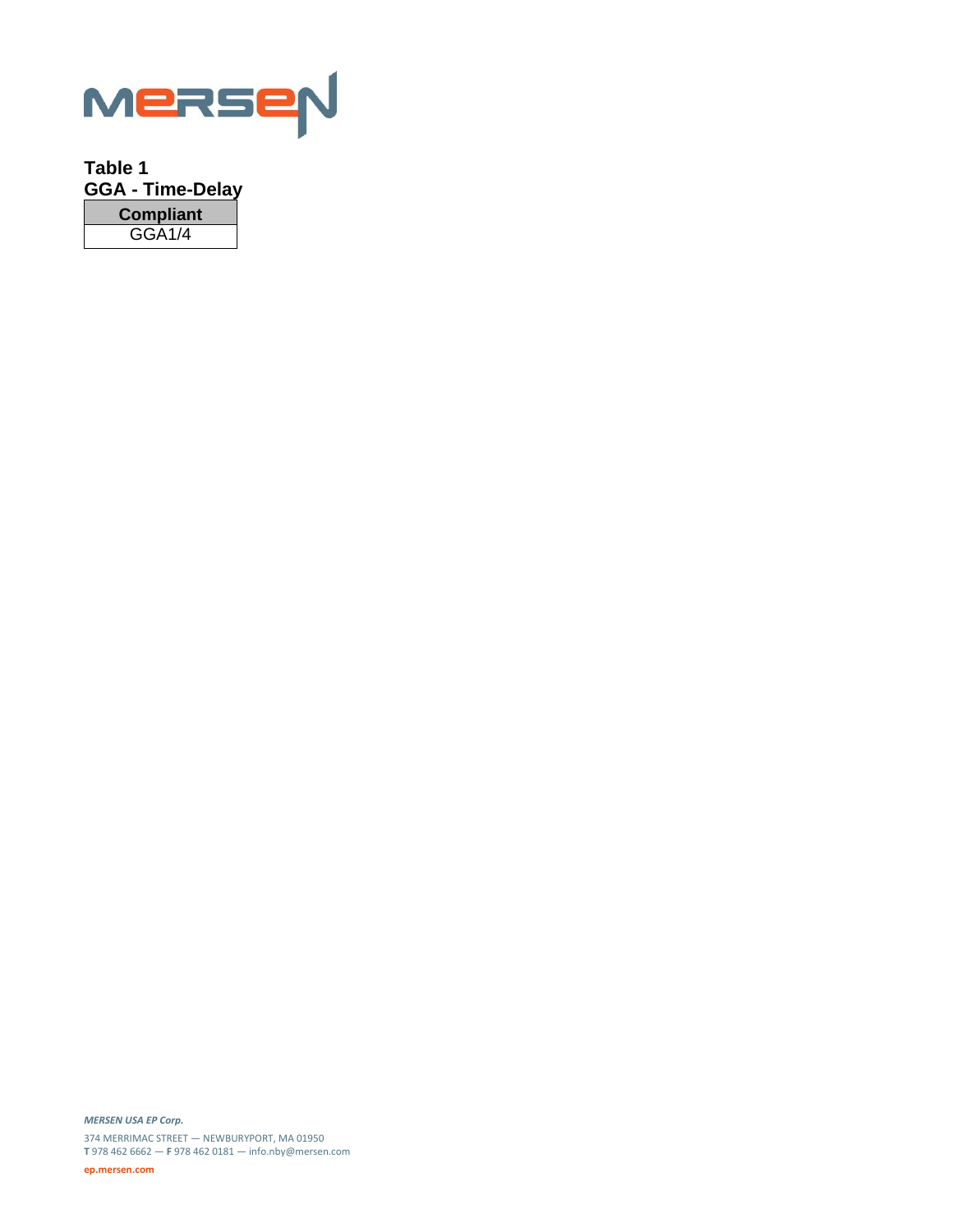**Table 1**

**GGA - Time-Delay**

| Compliant |
| --- |
| GGA1/4 |

*MERSEN USA EP Corp.*

374 MERRIMAC STREET — NEWBURYPORT, MA 01950

**T** 978 462 6662 — **F** 978 462 0181 — info.nby@mersen.com

**ep.mersen.com**